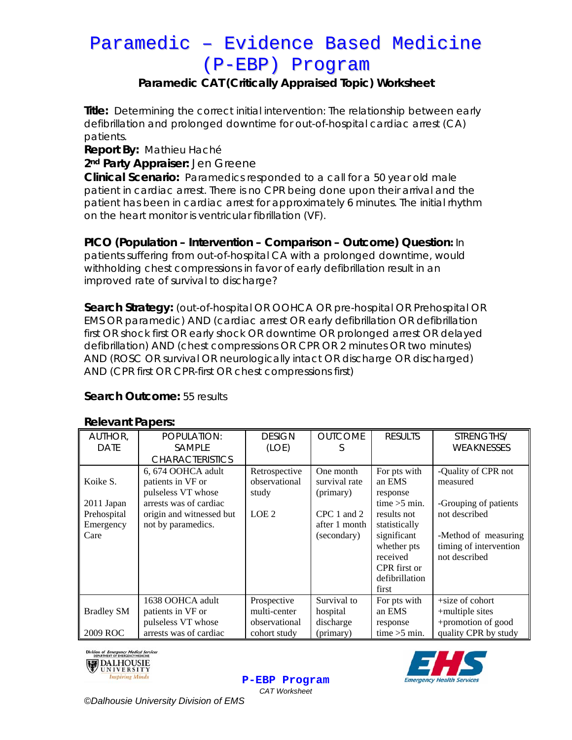# Paramedic – Evidence Based Medicine (P-EBP) Program

## Paramedic CAT (Critically Appraised Topic) Worksheet

**Title:** Determining the correct initial intervention: The relationship between early defibrillation and prolonged downtime for out-of-hospital cardiac arrest (CA) patients.

**Report By:** Mathieu Haché

**2nd Party Appraiser:** Jen Greene

**Clinical Scenario:** Paramedics responded to a call for a 50 year old male patient in cardiac arrest. There is no CPR being done upon their arrival and the patient has been in cardiac arrest for approximately 6 minutes. The initial rhythm on the heart monitor is ventricular fibrillation (VF).

**PICO (Population – Intervention – Comparison – Outcome) Question:** In patients suffering from out-of-hospital CA with a prolonged downtime, would withholding chest compressions in favor of early defibrillation result in an improved rate of survival to discharge?

**Search Strategy:** (out-of-hospital OR OOHCA OR pre-hospital OR Prehospital OR EMS OR paramedic) AND (cardiac arrest OR early defibrillation OR defibrillation first OR shock first OR early shock OR downtime OR prolonged arrest OR delayed defibrillation) AND (chest compressions OR CPR OR 2 minutes OR two minutes) AND (ROSC OR survival OR neurologically intact OR discharge OR discharged) AND (CPR first OR CPR-first OR chest compressions first)

**Search Outcome:** 55 results

**Relevant Papers:**

| AUTHOR, DATE | POPULATION: SAMPLE CHARACTERISTICS | DESIGN (LOE) | OUTCOMES | RESULTS | STRENGTHS/ WEAKNESSES |
|---|---|---|---|---|---|
| Koike S.<br><br>2011 Japan Prehospital Emergency Care | 6, 674 OOHCA adult patients in VF or pulseless VT whose arrests was of cardiac origin and witnessed but not by paramedics. | Retrospective observational study<br><br>LOE 2 | One month survival rate (primary)<br><br>CPC 1 and 2 after 1 month (secondary) | For pts with an EMS response time >5 min. results not statistically significant whether pts received CPR first or defibrillation first | -Quality of CPR not measured<br><br>-Grouping of patients not described<br><br>-Method of measuring timing of intervention not described |
| Bradley SM<br><br>2009 ROC | 1638 OOHCA adult patients in VF or pulseless VT whose arrests was of cardiac | Prospective multi-center observational cohort study | Survival to hospital discharge (primary) | For pts with an EMS response time >5 min. | +size of cohort<br>+multiple sites<br>+promotion of good quality CPR by study |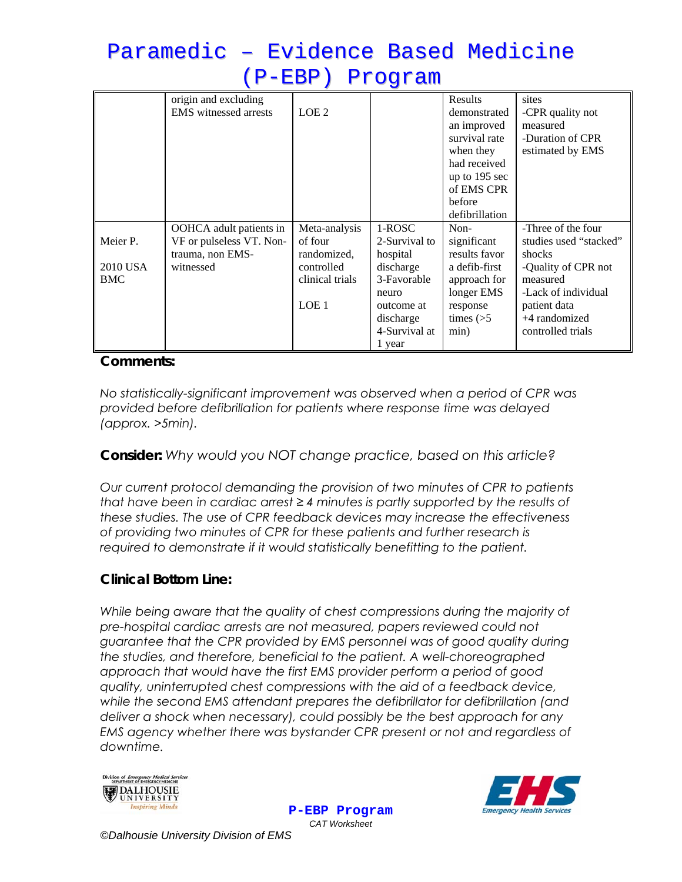|  | origin and excluding EMS witnessed arrests | LOE 2 |  | Results demonstrated an improved survival rate when they had received up to 195 sec of EMS CPR before defibrillation | sites -CPR quality not measured -Duration of CPR estimated by EMS |
|---|---|---|---|---|---|
| Meier P. 2010 USA BMC | OOHCA adult patients in VF or pulseless VT. Non-trauma, non EMS-witnessed | Meta-analysis of four randomized, controlled clinical trials LOE 1 | 1-ROSC 2-Survival to hospital discharge 3-Favorable neuro outcome at discharge 4-Survival at 1 year | Non-significant results favor a defib-first approach for longer EMS response times (>5 min) | -Three of the four studies used "stacked" shocks -Quality of CPR not measured -Lack of individual patient data +4 randomized controlled trials |

**Comments:**

*No statistically-significant improvement was observed when a period of CPR was provided before defibrillation for patients where response time was delayed (approx. >5min).*

**Consider:** *Why would you NOT change practice, based on this article?*

*Our current protocol demanding the provision of two minutes of CPR to patients that have been in cardiac arrest ≥ 4 minutes is partly supported by the results of these studies. The use of CPR feedback devices may increase the effectiveness of providing two minutes of CPR for these patients and further research is required to demonstrate if it would statistically benefitting to the patient.*

**Clinical Bottom Line:**

*While being aware that the quality of chest compressions during the majority of pre-hospital cardiac arrests are not measured, papers reviewed could not guarantee that the CPR provided by EMS personnel was of good quality during the studies, and therefore, beneficial to the patient. A well-choreographed approach that would have the first EMS provider perform a period of good quality, uninterrupted chest compressions with the aid of a feedback device, while the second EMS attendant prepares the defibrillator for defibrillation (and deliver a shock when necessary), could possibly be the best approach for any EMS agency whether there was bystander CPR present or not and regardless of downtime.*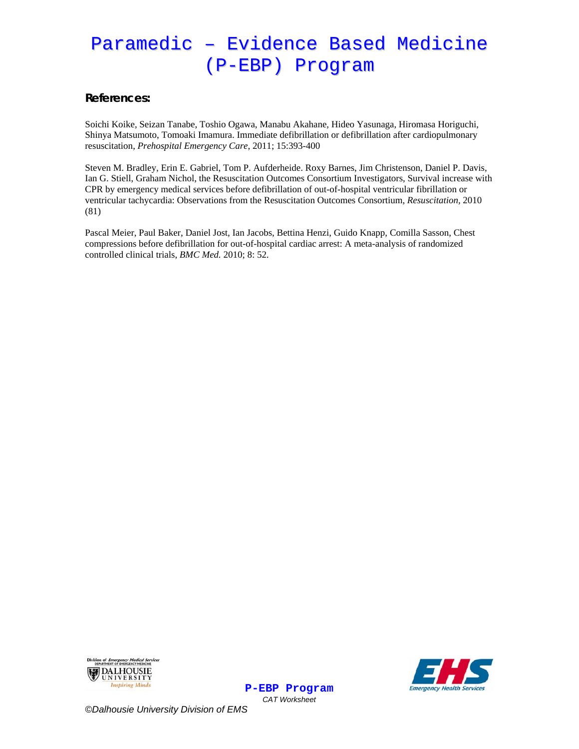**References:**

Soichi Koike, Seizan Tanabe, Toshio Ogawa, Manabu Akahane, Hideo Yasunaga, Hiromasa Horiguchi, Shinya Matsumoto, Tomoaki Imamura. Immediate defibrillation or defibrillation after cardiopulmonary resuscitation, *Prehospital Emergency Care*, 2011; 15:393-400

Steven M. Bradley, Erin E. Gabriel, Tom P. Aufderheide. Roxy Barnes, Jim Christenson, Daniel P. Davis, Ian G. Stiell, Graham Nichol, the Resuscitation Outcomes Consortium Investigators, Survival increase with CPR by emergency medical services before defibrillation of out-of-hospital ventricular fibrillation or ventricular tachycardia: Observations from the Resuscitation Outcomes Consortium, *Resuscitation,* 2010 (81)

Pascal Meier, Paul Baker, Daniel Jost, Ian Jacobs, Bettina Henzi, Guido Knapp, Comilla Sasson, Chest compressions before defibrillation for out-of-hospital cardiac arrest: A meta-analysis of randomized controlled clinical trials, *BMC Med.* 2010; 8: 52.